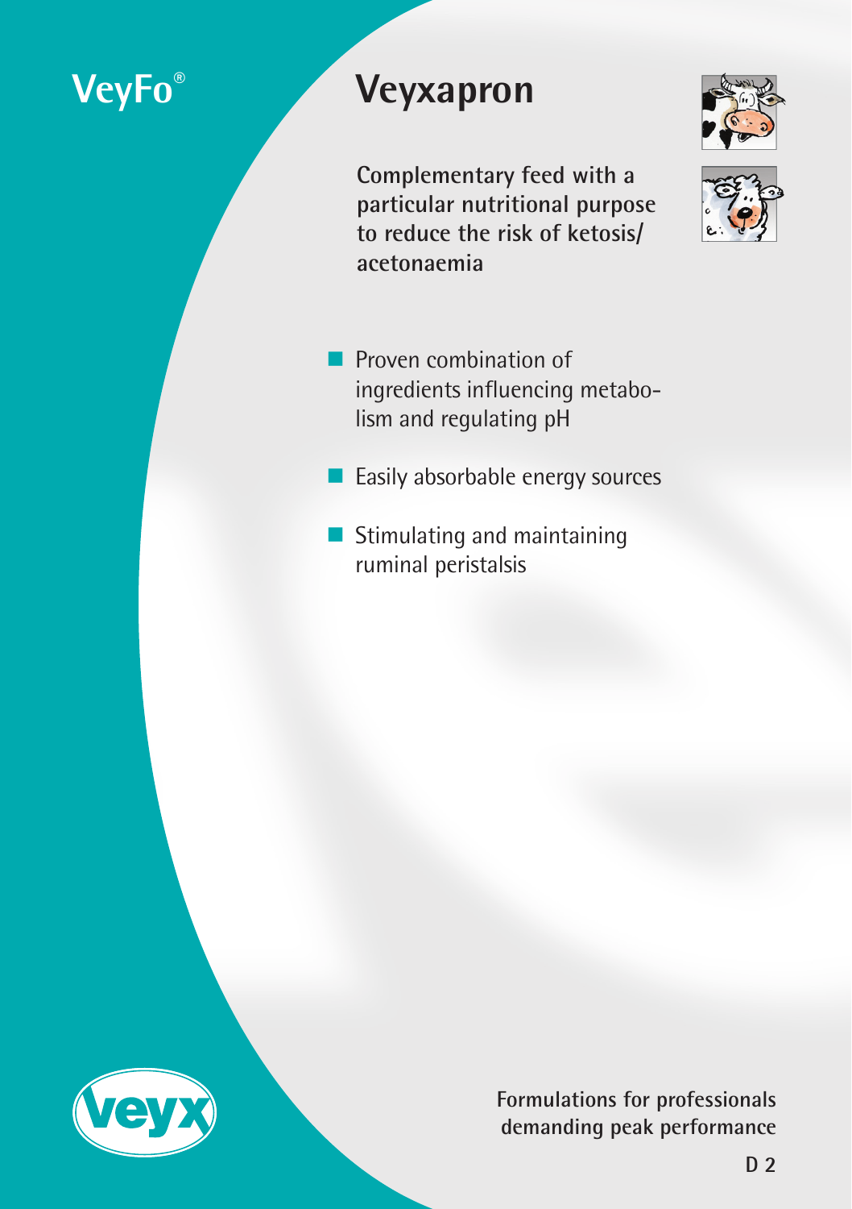VeyFo®

# Veyxapron

**Complementary feed with a particular nutritional purpose to reduce the risk of ketosis/acetonaemia**

- Proven combination of ingredients influencing metabolism and regulating pH
- Easily absorbable energy sources
- Stimulating and maintaining ruminal peristalsis

veyx

**Formulations for professionals demanding peak performance**

**D 2**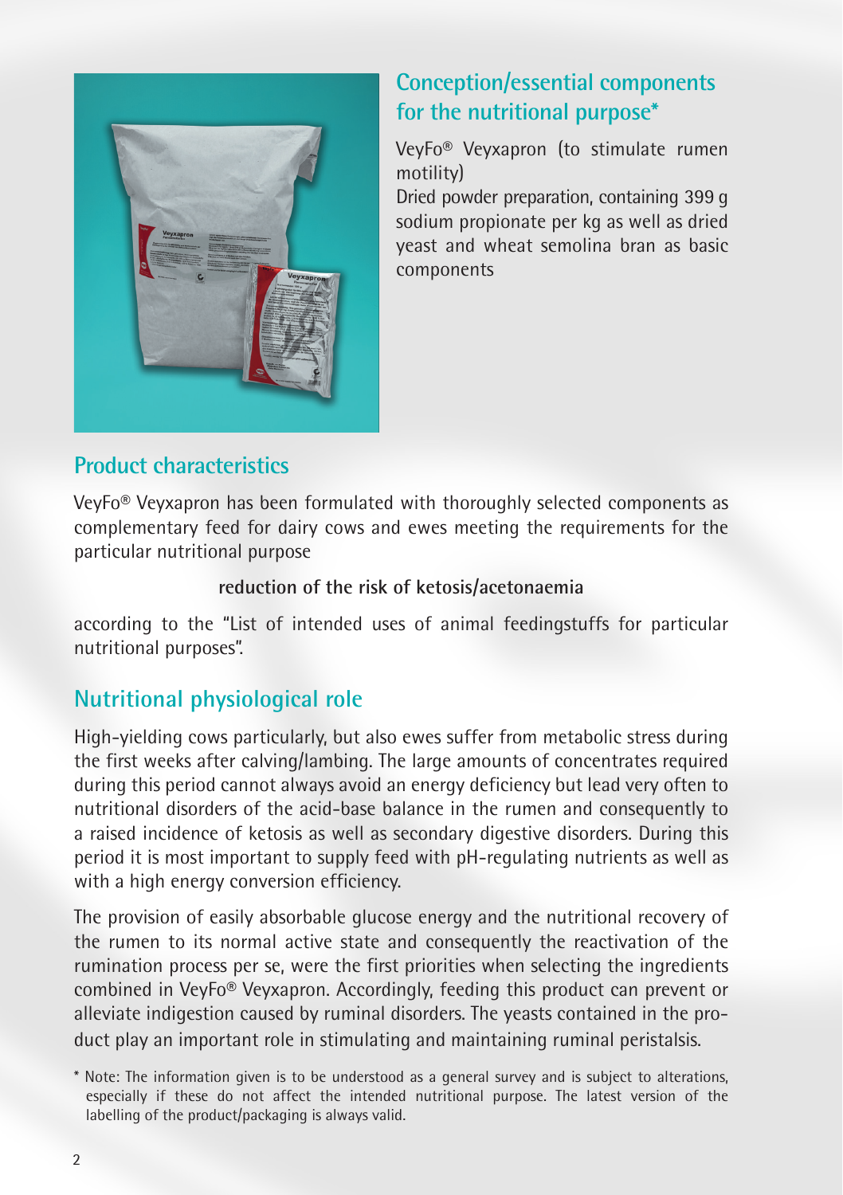## Conception/essential components for the nutritional purpose*

VeyFo® Veyxapron (to stimulate rumen motility)
Dried powder preparation, containing 399 g sodium propionate per kg as well as dried yeast and wheat semolina bran as basic components

## Product characteristics

VeyFo® Veyxapron has been formulated with thoroughly selected components as complementary feed for dairy cows and ewes meeting the requirements for the particular nutritional purpose

**reduction of the risk of ketosis/acetonaemia**

according to the "List of intended uses of animal feedingstuffs for particular nutritional purposes".

## Nutritional physiological role

High-yielding cows particularly, but also ewes suffer from metabolic stress during the first weeks after calving/lambing. The large amounts of concentrates required during this period cannot always avoid an energy deficiency but lead very often to nutritional disorders of the acid-base balance in the rumen and consequently to a raised incidence of ketosis as well as secondary digestive disorders. During this period it is most important to supply feed with pH-regulating nutrients as well as with a high energy conversion efficiency.

The provision of easily absorbable glucose energy and the nutritional recovery of the rumen to its normal active state and consequently the reactivation of the rumination process per se, were the first priorities when selecting the ingredients combined in VeyFo® Veyxapron. Accordingly, feeding this product can prevent or alleviate indigestion caused by ruminal disorders. The yeasts contained in the product play an important role in stimulating and maintaining ruminal peristalsis.

* Note: The information given is to be understood as a general survey and is subject to alterations, especially if these do not affect the intended nutritional purpose. The latest version of the labelling of the product/packaging is always valid.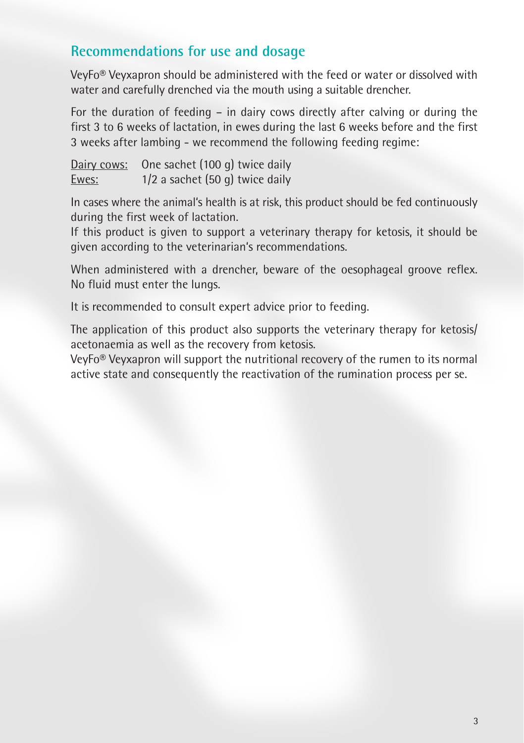## Recommendations for use and dosage

VeyFo® Veyxapron should be administered with the feed or water or dissolved with water and carefully drenched via the mouth using a suitable drencher.

For the duration of feeding – in dairy cows directly after calving or during the first 3 to 6 weeks of lactation, in ewes during the last 6 weeks before and the first 3 weeks after lambing - we recommend the following feeding regime:

<u>Dairy cows:</u> One sachet (100 g) twice daily
<u>Ewes:</u> 1/2 a sachet (50 g) twice daily

In cases where the animal's health is at risk, this product should be fed continuously during the first week of lactation.
If this product is given to support a veterinary therapy for ketosis, it should be given according to the veterinarian's recommendations.

When administered with a drencher, beware of the oesophageal groove reflex. No fluid must enter the lungs.

It is recommended to consult expert advice prior to feeding.

The application of this product also supports the veterinary therapy for ketosis/acetonaemia as well as the recovery from ketosis.
VeyFo® Veyxapron will support the nutritional recovery of the rumen to its normal active state and consequently the reactivation of the rumination process per se.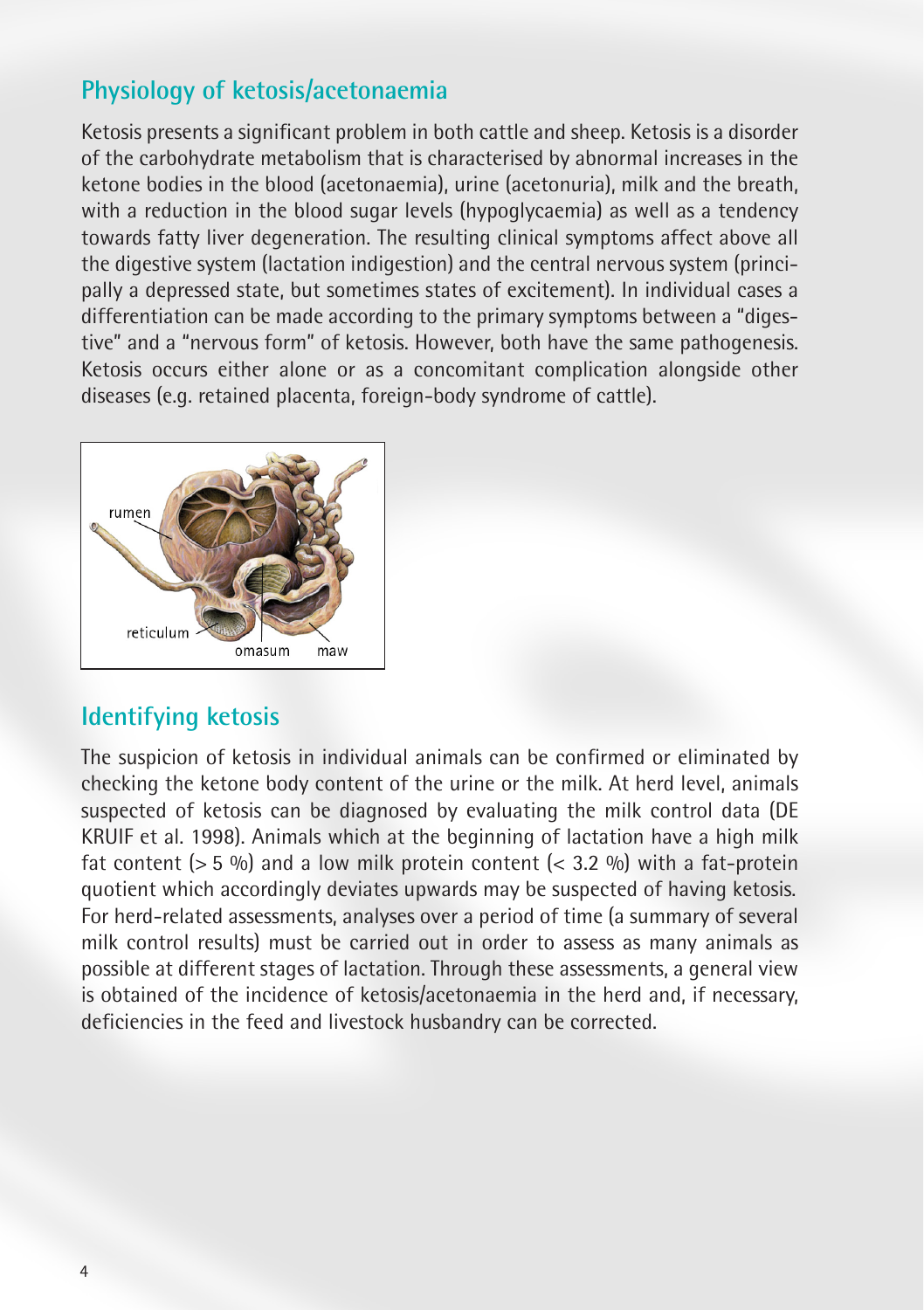## Physiology of ketosis/acetonaemia

Ketosis presents a significant problem in both cattle and sheep. Ketosis is a disorder of the carbohydrate metabolism that is characterised by abnormal increases in the ketone bodies in the blood (acetonaemia), urine (acetonuria), milk and the breath, with a reduction in the blood sugar levels (hypoglycaemia) as well as a tendency towards fatty liver degeneration. The resulting clinical symptoms affect above all the digestive system (lactation indigestion) and the central nervous system (principally a depressed state, but sometimes states of excitement). In individual cases a differentiation can be made according to the primary symptoms between a "digestive" and a "nervous form" of ketosis. However, both have the same pathogenesis. Ketosis occurs either alone or as a concomitant complication alongside other diseases (e.g. retained placenta, foreign-body syndrome of cattle).

rumen

reticulum

omasum

maw

## Identifying ketosis

The suspicion of ketosis in individual animals can be confirmed or eliminated by checking the ketone body content of the urine or the milk. At herd level, animals suspected of ketosis can be diagnosed by evaluating the milk control data (DE KRUIF et al. 1998). Animals which at the beginning of lactation have a high milk fat content (> 5 %) and a low milk protein content (< 3.2 %) with a fat-protein quotient which accordingly deviates upwards may be suspected of having ketosis. For herd-related assessments, analyses over a period of time (a summary of several milk control results) must be carried out in order to assess as many animals as possible at different stages of lactation. Through these assessments, a general view is obtained of the incidence of ketosis/acetonaemia in the herd and, if necessary, deficiencies in the feed and livestock husbandry can be corrected.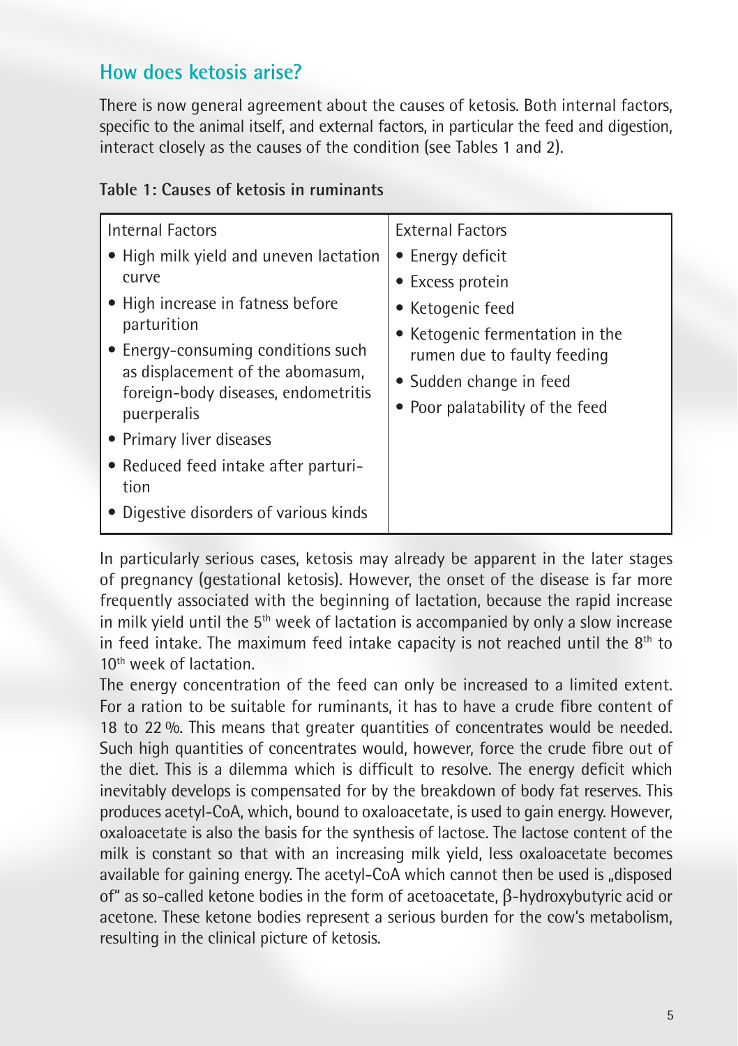## How does ketosis arise?

There is now general agreement about the causes of ketosis. Both internal factors, specific to the animal itself, and external factors, in particular the feed and digestion, interact closely as the causes of the condition (see Tables 1 and 2).

**Table 1: Causes of ketosis in ruminants**

| Internal Factors | External Factors |
|---|---|
| • High milk yield and uneven lactation curve<br>• High increase in fatness before parturition<br>• Energy-consuming conditions such as displacement of the abomasum, foreign-body diseases, endometritis puerperalis<br>• Primary liver diseases<br>• Reduced feed intake after parturition<br>• Digestive disorders of various kinds | • Energy deficit<br>• Excess protein<br>• Ketogenic feed<br>• Ketogenic fermentation in the rumen due to faulty feeding<br>• Sudden change in feed<br>• Poor palatability of the feed |

In particularly serious cases, ketosis may already be apparent in the later stages of pregnancy (gestational ketosis). However, the onset of the disease is far more frequently associated with the beginning of lactation, because the rapid increase in milk yield until the 5th week of lactation is accompanied by only a slow increase in feed intake. The maximum feed intake capacity is not reached until the 8th to 10th week of lactation.

The energy concentration of the feed can only be increased to a limited extent. For a ration to be suitable for ruminants, it has to have a crude fibre content of 18 to 22 %. This means that greater quantities of concentrates would be needed. Such high quantities of concentrates would, however, force the crude fibre out of the diet. This is a dilemma which is difficult to resolve. The energy deficit which inevitably develops is compensated for by the breakdown of body fat reserves. This produces acetyl-CoA, which, bound to oxaloacetate, is used to gain energy. However, oxaloacetate is also the basis for the synthesis of lactose. The lactose content of the milk is constant so that with an increasing milk yield, less oxaloacetate becomes available for gaining energy. The acetyl-CoA which cannot then be used is „disposed of" as so-called ketone bodies in the form of acetoacetate, β-hydroxybutyric acid or acetone. These ketone bodies represent a serious burden for the cow's metabolism, resulting in the clinical picture of ketosis.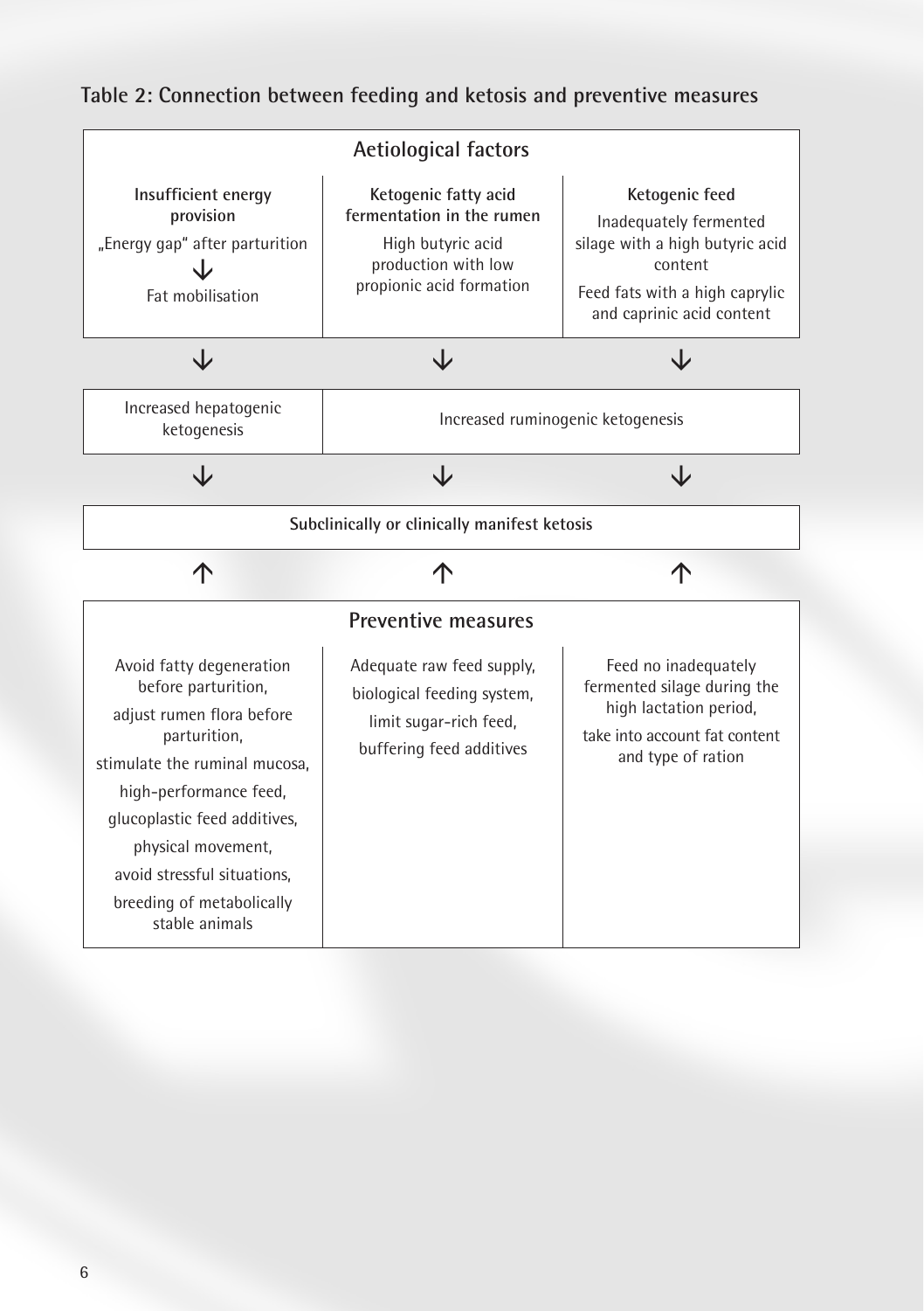**Table 2: Connection between feeding and ketosis and preventive measures**

| Aetiological factors | | |
|---|---|---|
| **Insufficient energy provision**<br>„Energy gap" after parturition<br>↓<br>Fat mobilisation | **Ketogenic fatty acid fermentation in the rumen**<br>High butyric acid production with low propionic acid formation | **Ketogenic feed**<br>Inadequately fermented silage with a high butyric acid content<br>Feed fats with a high caprylic and caprinic acid content |
| ↓ | ↓ | ↓ |
| Increased hepatogenic ketogenesis | Increased ruminogenic ketogenesis | |
| ↓ | ↓ | ↓ |
| **Subclinically or clinically manifest ketosis** | | |
| ↑ | ↑ | ↑ |
| **Preventive measures** | | |
| Avoid fatty degeneration before parturition,<br>adjust rumen flora before parturition,<br>stimulate the ruminal mucosa,<br>high-performance feed,<br>glucoplastic feed additives,<br>physical movement,<br>avoid stressful situations,<br>breeding of metabolically stable animals | Adequate raw feed supply,<br>biological feeding system,<br>limit sugar-rich feed,<br>buffering feed additives | Feed no inadequately fermented silage during the high lactation period,<br>take into account fat content and type of ration |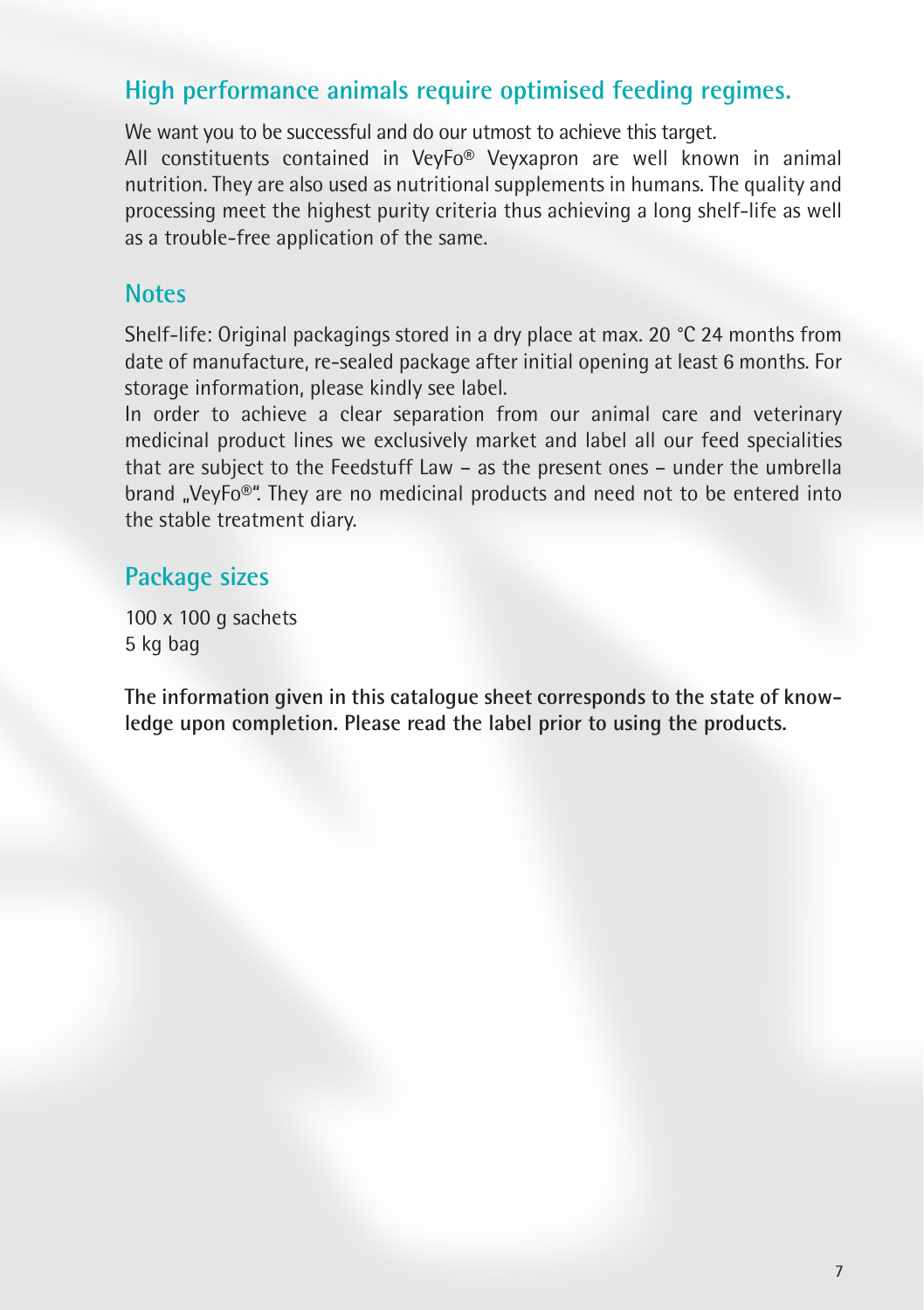## High performance animals require optimised feeding regimes.

We want you to be successful and do our utmost to achieve this target.
All constituents contained in VeyFo® Veyxapron are well known in animal nutrition. They are also used as nutritional supplements in humans. The quality and processing meet the highest purity criteria thus achieving a long shelf-life as well as a trouble-free application of the same.

## Notes

Shelf-life: Original packagings stored in a dry place at max. 20 °C 24 months from date of manufacture, re-sealed package after initial opening at least 6 months. For storage information, please kindly see label.
In order to achieve a clear separation from our animal care and veterinary medicinal product lines we exclusively market and label all our feed specialities that are subject to the Feedstuff Law – as the present ones – under the umbrella brand „VeyFo®". They are no medicinal products and need not to be entered into the stable treatment diary.

## Package sizes

100 x 100 g sachets
5 kg bag

**The information given in this catalogue sheet corresponds to the state of knowledge upon completion. Please read the label prior to using the products.**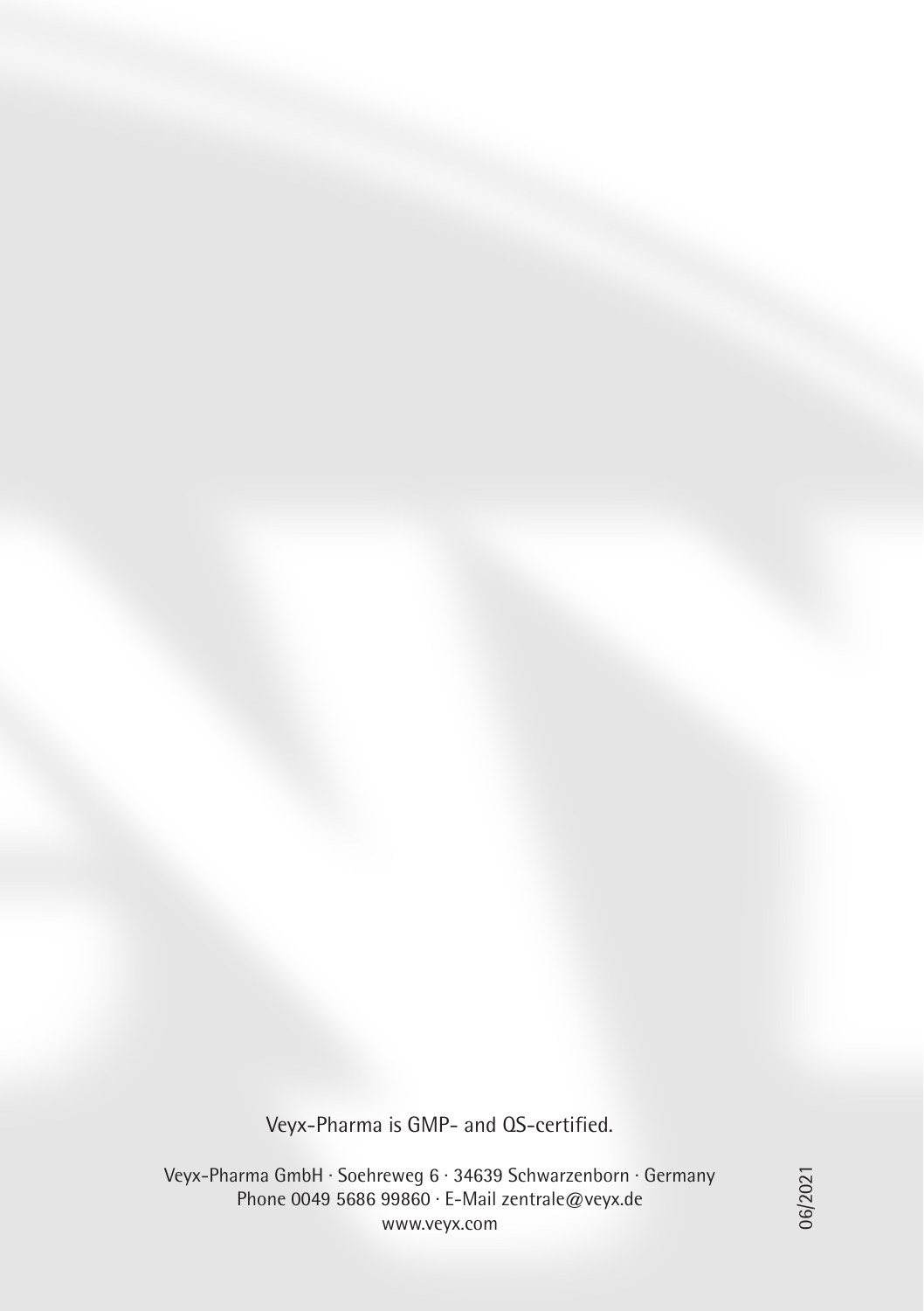Veyx-Pharma is GMP- and QS-certified.

Veyx-Pharma GmbH · Soehreweg 6 · 34639 Schwarzenborn · Germany
Phone 0049 5686 99860 · E-Mail zentrale@veyx.de
www.veyx.com

06/2021